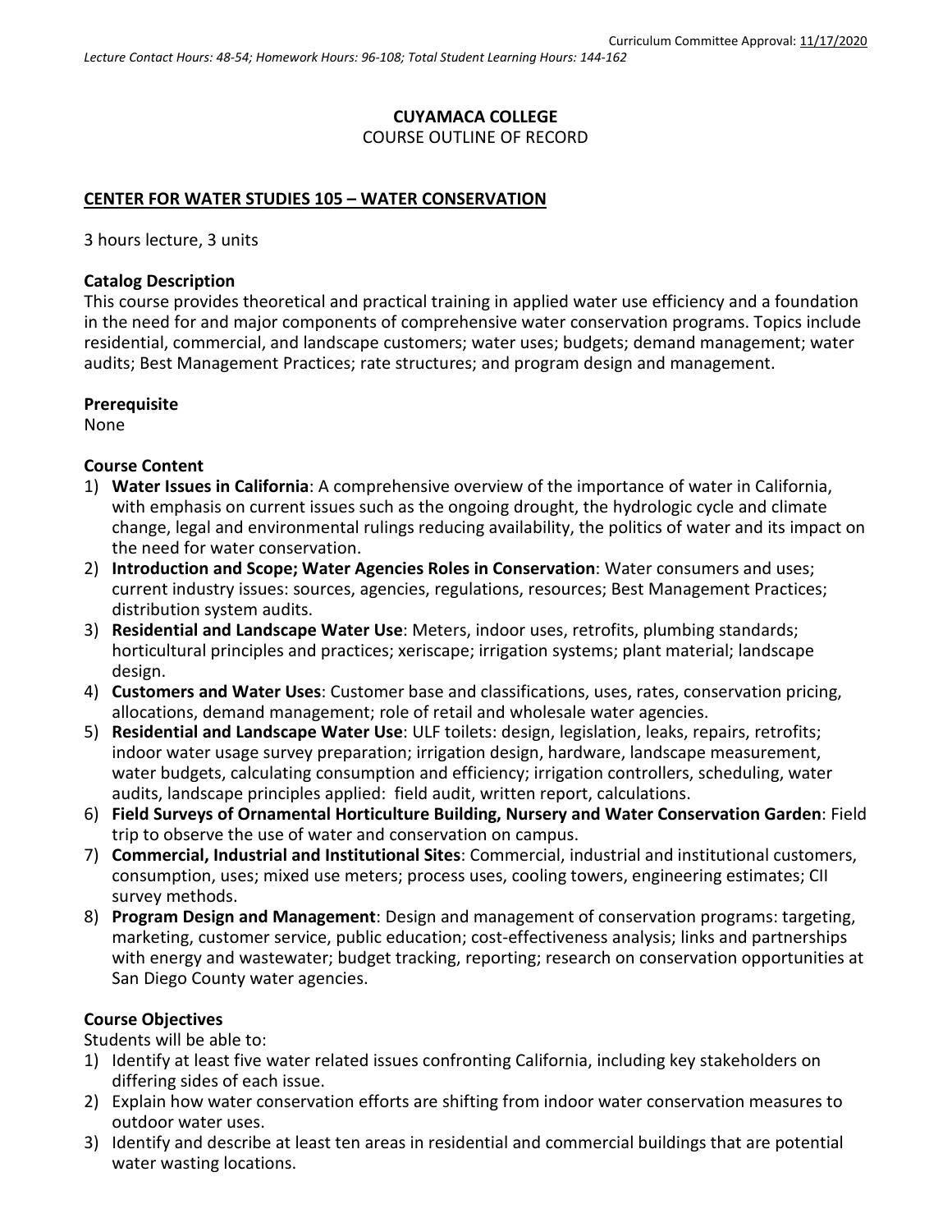Curriculum Committee Approval: 11/17/2020

*Lecture Contact Hours: 48-54; Homework Hours: 96-108; Total Student Learning Hours: 144-162*

**CUYAMACA COLLEGE**
COURSE OUTLINE OF RECORD

**CENTER FOR WATER STUDIES 105 – WATER CONSERVATION**

3 hours lecture, 3 units

**Catalog Description**
This course provides theoretical and practical training in applied water use efficiency and a foundation in the need for and major components of comprehensive water conservation programs. Topics include residential, commercial, and landscape customers; water uses; budgets; demand management; water audits; Best Management Practices; rate structures; and program design and management.

**Prerequisite**
None

**Course Content**

1) **Water Issues in California**: A comprehensive overview of the importance of water in California, with emphasis on current issues such as the ongoing drought, the hydrologic cycle and climate change, legal and environmental rulings reducing availability, the politics of water and its impact on the need for water conservation.
2) **Introduction and Scope; Water Agencies Roles in Conservation**: Water consumers and uses; current industry issues: sources, agencies, regulations, resources; Best Management Practices; distribution system audits.
3) **Residential and Landscape Water Use**: Meters, indoor uses, retrofits, plumbing standards; horticultural principles and practices; xeriscape; irrigation systems; plant material; landscape design.
4) **Customers and Water Uses**: Customer base and classifications, uses, rates, conservation pricing, allocations, demand management; role of retail and wholesale water agencies.
5) **Residential and Landscape Water Use**: ULF toilets: design, legislation, leaks, repairs, retrofits; indoor water usage survey preparation; irrigation design, hardware, landscape measurement, water budgets, calculating consumption and efficiency; irrigation controllers, scheduling, water audits, landscape principles applied: field audit, written report, calculations.
6) **Field Surveys of Ornamental Horticulture Building, Nursery and Water Conservation Garden**: Field trip to observe the use of water and conservation on campus.
7) **Commercial, Industrial and Institutional Sites**: Commercial, industrial and institutional customers, consumption, uses; mixed use meters; process uses, cooling towers, engineering estimates; CII survey methods.
8) **Program Design and Management**: Design and management of conservation programs: targeting, marketing, customer service, public education; cost-effectiveness analysis; links and partnerships with energy and wastewater; budget tracking, reporting; research on conservation opportunities at San Diego County water agencies.

**Course Objectives**
Students will be able to:

1) Identify at least five water related issues confronting California, including key stakeholders on differing sides of each issue.
2) Explain how water conservation efforts are shifting from indoor water conservation measures to outdoor water uses.
3) Identify and describe at least ten areas in residential and commercial buildings that are potential water wasting locations.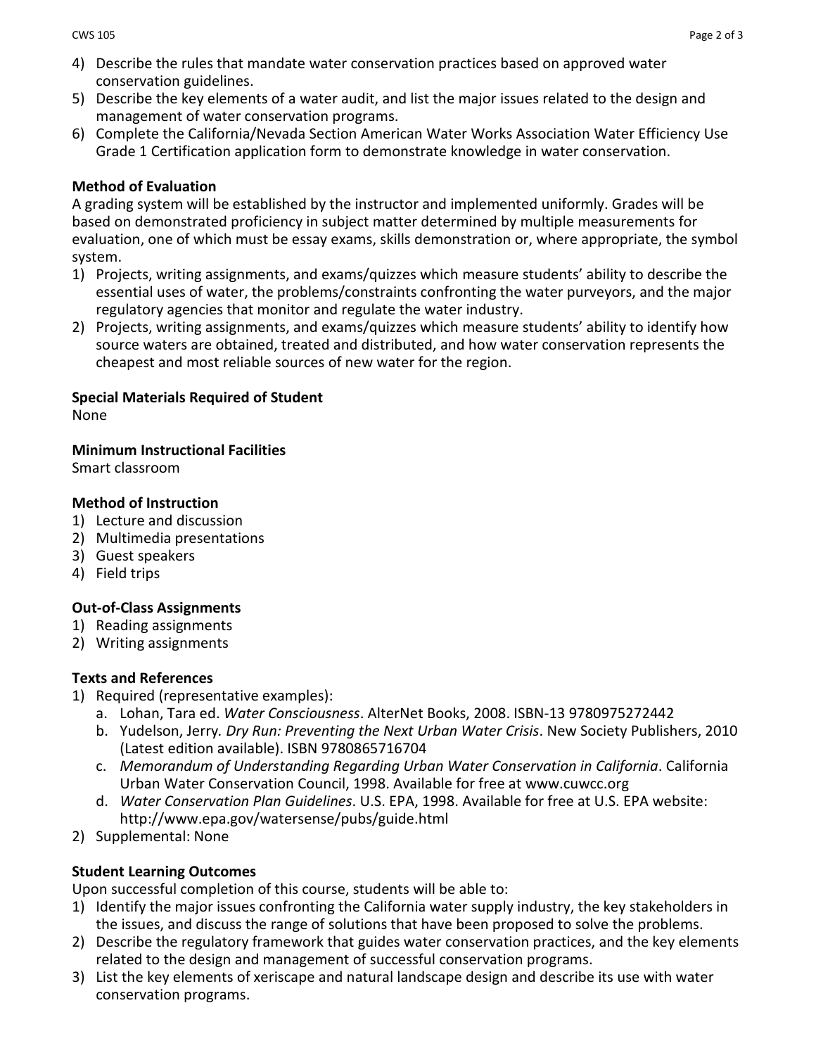4) Describe the rules that mandate water conservation practices based on approved water conservation guidelines.
5) Describe the key elements of a water audit, and list the major issues related to the design and management of water conservation programs.
6) Complete the California/Nevada Section American Water Works Association Water Efficiency Use Grade 1 Certification application form to demonstrate knowledge in water conservation.

**Method of Evaluation**

A grading system will be established by the instructor and implemented uniformly. Grades will be based on demonstrated proficiency in subject matter determined by multiple measurements for evaluation, one of which must be essay exams, skills demonstration or, where appropriate, the symbol system.

1) Projects, writing assignments, and exams/quizzes which measure students' ability to describe the essential uses of water, the problems/constraints confronting the water purveyors, and the major regulatory agencies that monitor and regulate the water industry.
2) Projects, writing assignments, and exams/quizzes which measure students' ability to identify how source waters are obtained, treated and distributed, and how water conservation represents the cheapest and most reliable sources of new water for the region.

**Special Materials Required of Student**

None

**Minimum Instructional Facilities**

Smart classroom

**Method of Instruction**

1) Lecture and discussion
2) Multimedia presentations
3) Guest speakers
4) Field trips

**Out-of-Class Assignments**

1) Reading assignments
2) Writing assignments

**Texts and References**

1) Required (representative examples):
   a. Lohan, Tara ed. *Water Consciousness*. AlterNet Books, 2008. ISBN-13 9780975272442
   b. Yudelson, Jerry. *Dry Run: Preventing the Next Urban Water Crisis*. New Society Publishers, 2010 (Latest edition available). ISBN 9780865716704
   c. *Memorandum of Understanding Regarding Urban Water Conservation in California*. California Urban Water Conservation Council, 1998. Available for free at www.cuwcc.org
   d. *Water Conservation Plan Guidelines*. U.S. EPA, 1998. Available for free at U.S. EPA website: http://www.epa.gov/watersense/pubs/guide.html
2) Supplemental: None

**Student Learning Outcomes**

Upon successful completion of this course, students will be able to:

1) Identify the major issues confronting the California water supply industry, the key stakeholders in the issues, and discuss the range of solutions that have been proposed to solve the problems.
2) Describe the regulatory framework that guides water conservation practices, and the key elements related to the design and management of successful conservation programs.
3) List the key elements of xeriscape and natural landscape design and describe its use with water conservation programs.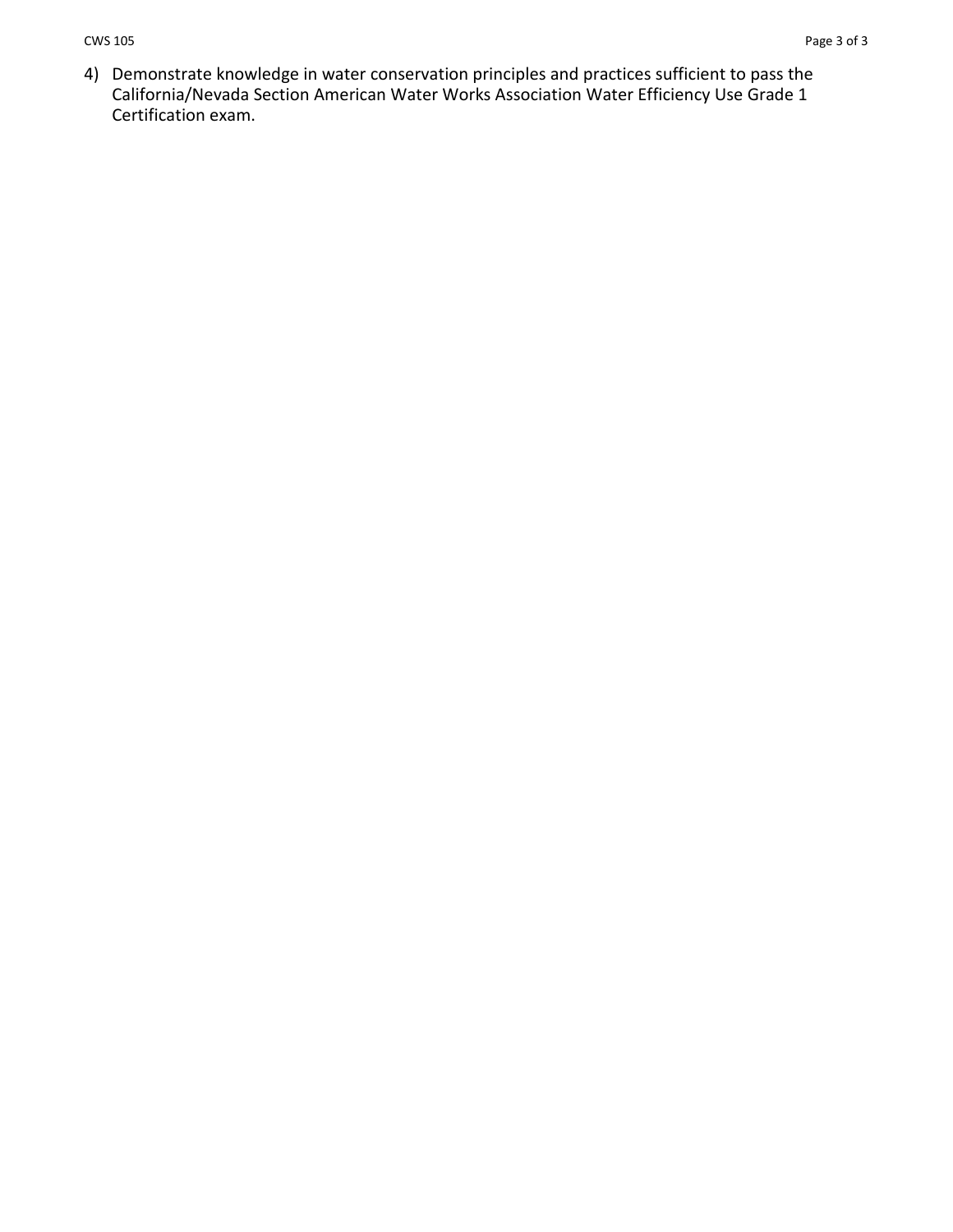4) Demonstrate knowledge in water conservation principles and practices sufficient to pass the California/Nevada Section American Water Works Association Water Efficiency Use Grade 1 Certification exam.